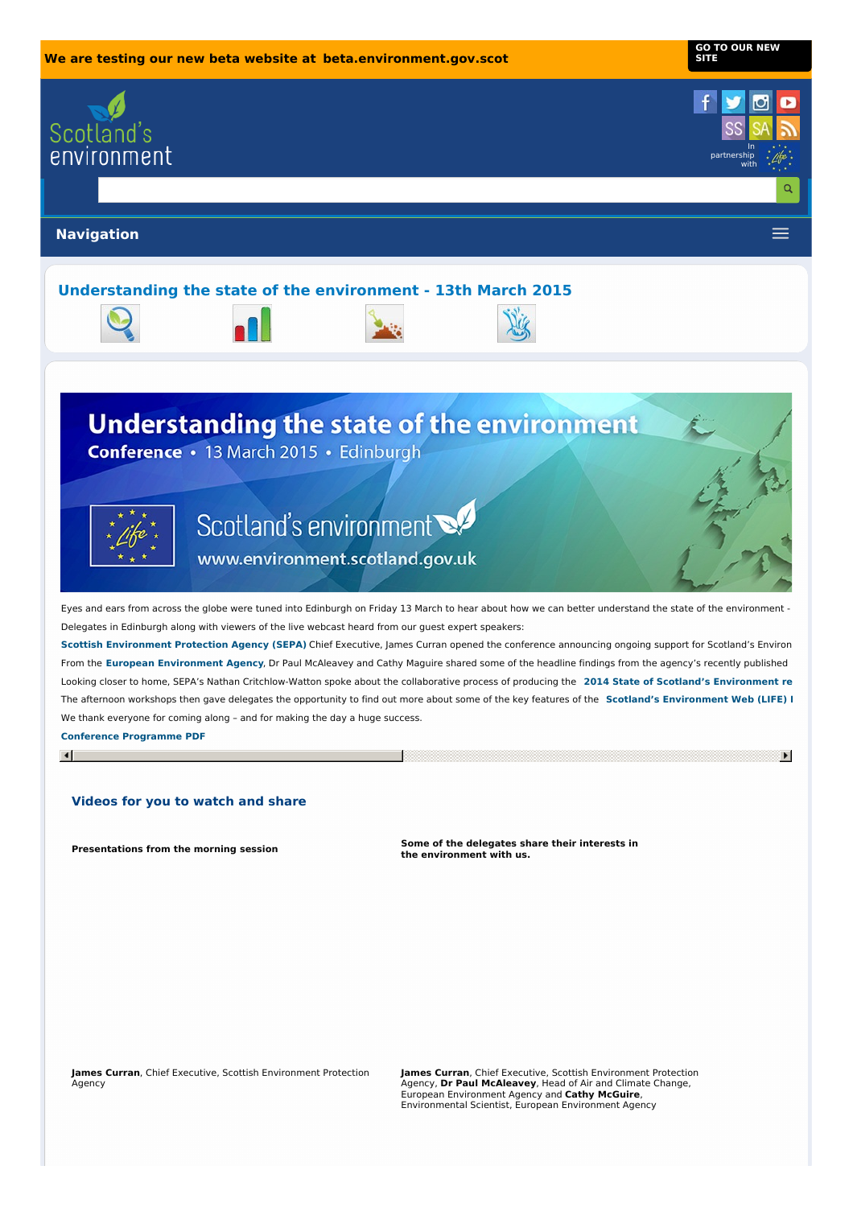We are testing our new beta website at beta.environment.gov.scot

GO TO OUR NEW SITE

Scotland's environment

In partnership with

Navigation

## Understanding the state of the environment - 13th March 2015

Eyes and ears from across the globe were tuned into Edinburgh on Friday 13 March to hear about how we can better understand the state of the environment -

Delegates in Edinburgh along with viewers of the live webcast heard from our guest expert speakers:

**Scottish Environment Protection Agency (SEPA)** Chief Executive, James Curran opened the conference announcing ongoing support for Scotland's Environ

From the **European Environment Agency**, Dr Paul McAleavey and Cathy Maguire shared some of the headline findings from the agency's recently published

Looking closer to home, SEPA's Nathan Critchlow-Watton spoke about the collaborative process of producing the **2014 State of Scotland's Environment re**

The afternoon workshops then gave delegates the opportunity to find out more about some of the key features of the **Scotland's Environment Web (LIFE) I**

We thank everyone for coming along – and for making the day a huge success.

**Conference Programme PDF**

### Videos for you to watch and share

**Presentations from the morning session**

**Some of the delegates share their interests in the environment with us.**

**James Curran**, Chief Executive, Scottish Environment Protection Agency

**James Curran**, Chief Executive, Scottish Environment Protection Agency, **Dr Paul McAleavey**, Head of Air and Climate Change, European Environment Agency and **Cathy McGuire**, Environmental Scientist, European Environment Agency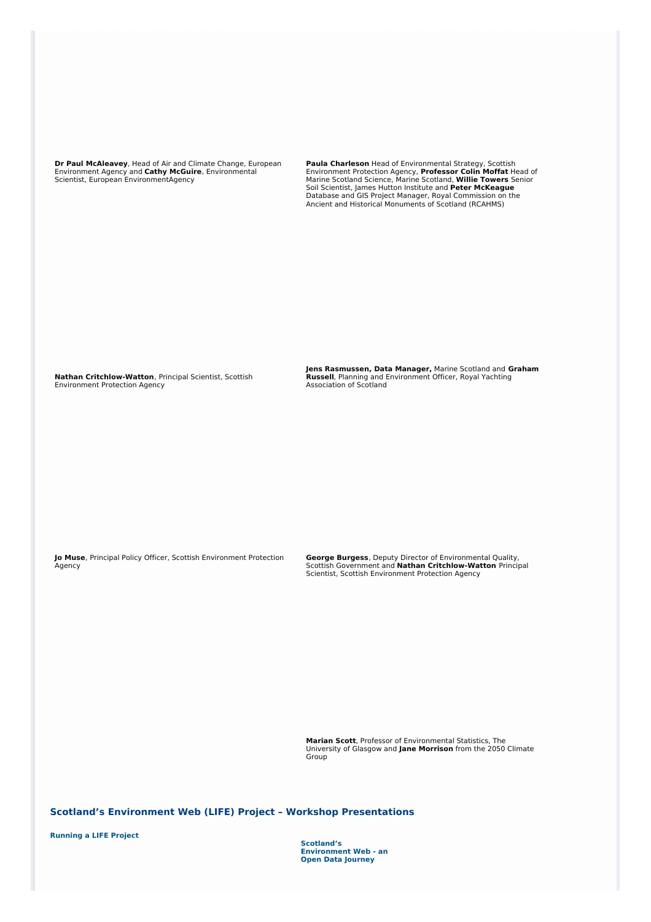**Dr Paul McAleavey**, Head of Air and Climate Change, European Environment Agency and **Cathy McGuire**, Environmental Scientist, European EnvironmentAgency

**Paula Charleson** Head of Environmental Strategy, Scottish Environment Protection Agency, **Professor Colin Moffat** Head of Marine Scotland Science, Marine Scotland, **Willie Towers** Senior Soil Scientist, James Hutton Institute and **Peter McKeague** Database and GIS Project Manager, Royal Commission on the Ancient and Historical Monuments of Scotland (RCAHMS)

**Nathan Critchlow-Watton**, Principal Scientist, Scottish Environment Protection Agency

**Jens Rasmussen, Data Manager,** Marine Scotland and **Graham Russell**, Planning and Environment Officer, Royal Yachting Association of Scotland

**Jo Muse**, Principal Policy Officer, Scottish Environment Protection Agency

**George Burgess**, Deputy Director of Environmental Quality, Scottish Government and **Nathan Critchlow-Watton** Principal Scientist, Scottish Environment Protection Agency

**Marian Scott**, Professor of Environmental Statistics, The University of Glasgow and **Jane Morrison** from the 2050 Climate Group

## Scotland's Environment Web (LIFE) Project – Workshop Presentations

**Running a LIFE Project**

**Scotland's Environment Web - an Open Data Journey**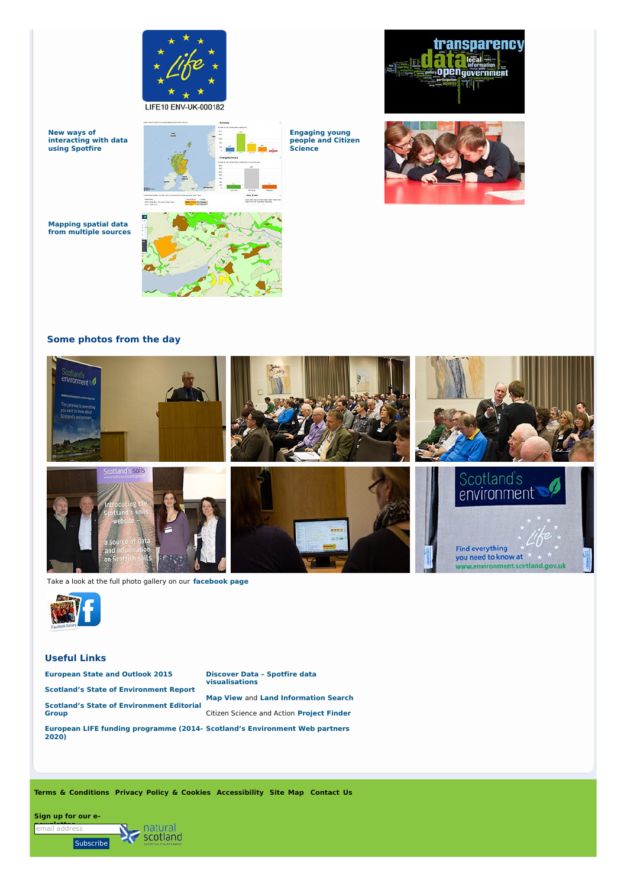LIFE10 ENV-UK-000182

**New ways of interacting with data using Spotfire**

**Engaging young people and Citizen Science**

**Mapping spatial data from multiple sources**

## Some photos from the day

Take a look at the full photo gallery on our **facebook page**

## Useful Links

**European State and Outlook 2015**

**Scotland's State of Environment Report**

**Scotland's State of Environment Editorial Group**

**European LIFE funding programme (2014-2020)**

**Discover Data - Spotfire data visualisations**

**Map View** and **Land Information Search**

Citizen Science and Action **Project Finder**

**Scotland's Environment Web partners**

**Terms & Conditions** **Privacy Policy & Cookies** **Accessibility** **Site Map** **Contact Us**

**Sign up for our e-newsletter**

email address

Subscribe